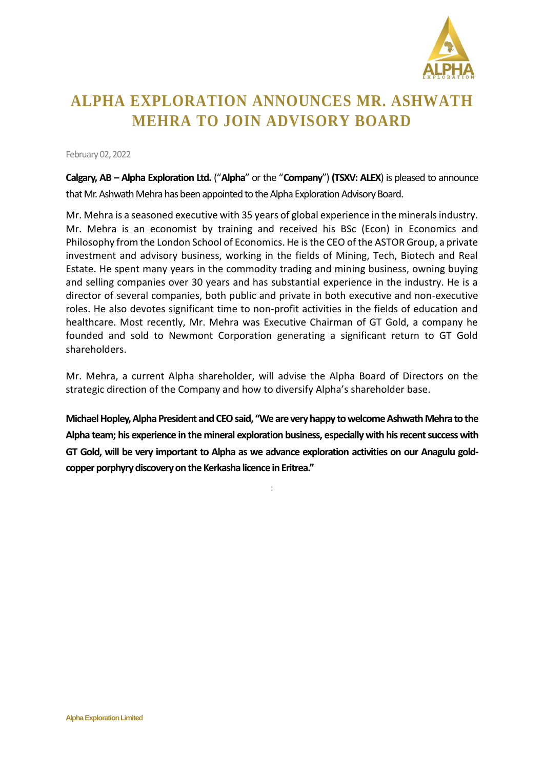# ALPHA EXPLORATION ANNOUNCES MR. ASHWATH MEHRA TO JOIN ADVISORY BOARD

February 02, 2022

**Calgary, AB – Alpha Exploration Ltd.** ("**Alpha**" or the "**Company**") **(TSXV: ALEX**) is pleased to announce that Mr. Ashwath Mehra has been appointed to the Alpha Exploration Advisory Board.

Mr. Mehra is a seasoned executive with 35 years of global experience in the minerals industry. Mr. Mehra is an economist by training and received his BSc (Econ) in Economics and Philosophy from the London School of Economics. He is the CEO of the ASTOR Group, a private investment and advisory business, working in the fields of Mining, Tech, Biotech and Real Estate. He spent many years in the commodity trading and mining business, owning buying and selling companies over 30 years and has substantial experience in the industry. He is a director of several companies, both public and private in both executive and non-executive roles. He also devotes significant time to non-profit activities in the fields of education and healthcare. Most recently, Mr. Mehra was Executive Chairman of GT Gold, a company he founded and sold to Newmont Corporation generating a significant return to GT Gold shareholders.

Mr. Mehra, a current Alpha shareholder, will advise the Alpha Board of Directors on the strategic direction of the Company and how to diversify Alpha's shareholder base.

**Michael Hopley, Alpha President and CEO said, "We are very happy to welcome Ashwath Mehra to the Alpha team; his experience in the mineral exploration business, especially with his recent success with GT Gold, will be very important to Alpha as we advance exploration activities on our Anagulu gold-copper porphyry discovery on the Kerkasha licence in Eritrea."**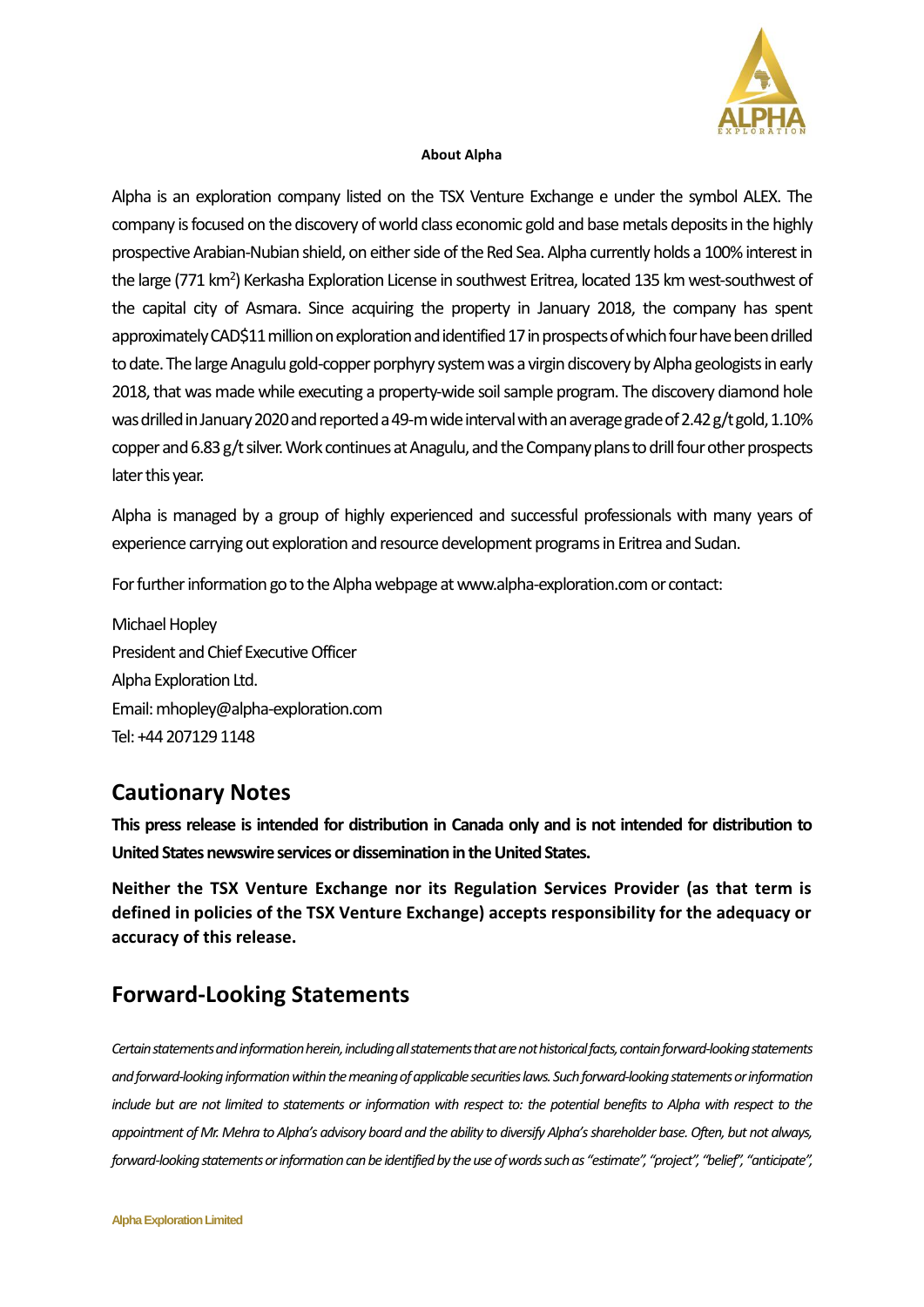**About Alpha**

Alpha is an exploration company listed on the TSX Venture Exchange e under the symbol ALEX. The company is focused on the discovery of world class economic gold and base metals deposits in the highly prospective Arabian-Nubian shield, on either side of the Red Sea. Alpha currently holds a 100% interest in the large (771 km$^2$) Kerkasha Exploration License in southwest Eritrea, located 135 km west-southwest of the capital city of Asmara. Since acquiring the property in January 2018, the company has spent approximately CAD$11 million on exploration and identified 17 in prospects of which four have been drilled to date. The large Anagulu gold-copper porphyry system was a virgin discovery by Alpha geologists in early 2018, that was made while executing a property-wide soil sample program. The discovery diamond hole was drilled in January 2020 and reported a 49-m wide interval with an average grade of 2.42 g/t gold, 1.10% copper and 6.83 g/t silver. Work continues at Anagulu, and the Company plans to drill four other prospects later this year.

Alpha is managed by a group of highly experienced and successful professionals with many years of experience carrying out exploration and resource development programs in Eritrea and Sudan.

For further information go to the Alpha webpage at www.alpha-exploration.com or contact:

Michael Hopley
President and Chief Executive Officer
Alpha Exploration Ltd.
Email: mhopley@alpha-exploration.com
Tel: +44 207129 1148

## Cautionary Notes

**This press release is intended for distribution in Canada only and is not intended for distribution to United States newswire services or dissemination in the United States.**

**Neither the TSX Venture Exchange nor its Regulation Services Provider (as that term is defined in policies of the TSX Venture Exchange) accepts responsibility for the adequacy or accuracy of this release.**

## Forward-Looking Statements

*Certain statements and information herein, including all statements that are not historical facts, contain forward-looking statements and forward-looking information within the meaning of applicable securities laws. Such forward-looking statements or information include but are not limited to statements or information with respect to: the potential benefits to Alpha with respect to the appointment of Mr. Mehra to Alpha's advisory board and the ability to diversify Alpha's shareholder base. Often, but not always, forward-looking statements or information can be identified by the use of words such as "estimate", "project", "belief", "anticipate",*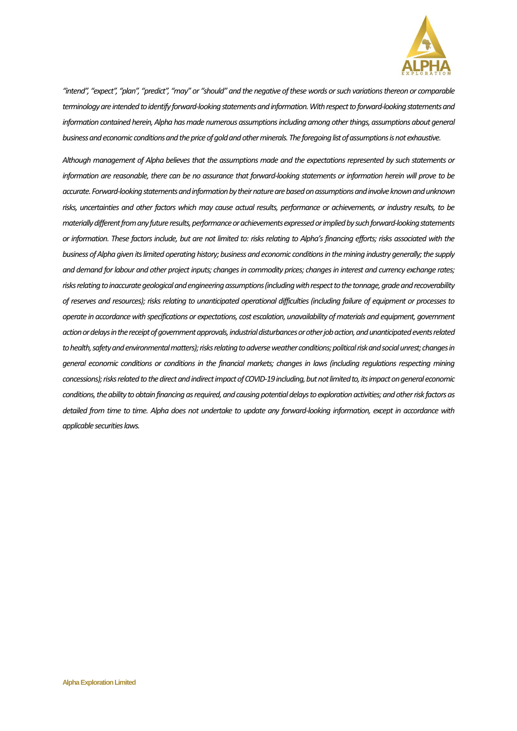*"intend", "expect", "plan", "predict", "may" or "should" and the negative of these words or such variations thereon or comparable terminology are intended to identify forward-looking statements and information. With respect to forward-looking statements and information contained herein, Alpha has made numerous assumptions including among other things, assumptions about general business and economic conditions and the price of gold and other minerals. The foregoing list of assumptions is not exhaustive.*

*Although management of Alpha believes that the assumptions made and the expectations represented by such statements or information are reasonable, there can be no assurance that forward-looking statements or information herein will prove to be accurate. Forward-looking statements and information by their nature are based on assumptions and involve known and unknown risks, uncertainties and other factors which may cause actual results, performance or achievements, or industry results, to be materially different from any future results, performance or achievements expressed or implied by such forward-looking statements or information. These factors include, but are not limited to: risks relating to Alpha's financing efforts; risks associated with the business of Alpha given its limited operating history; business and economic conditions in the mining industry generally; the supply and demand for labour and other project inputs; changes in commodity prices; changes in interest and currency exchange rates; risks relating to inaccurate geological and engineering assumptions (including with respect to the tonnage, grade and recoverability of reserves and resources); risks relating to unanticipated operational difficulties (including failure of equipment or processes to operate in accordance with specifications or expectations, cost escalation, unavailability of materials and equipment, government action or delays in the receipt of government approvals, industrial disturbances or other job action, and unanticipated events related to health, safety and environmental matters); risks relating to adverse weather conditions; political risk and social unrest; changes in general economic conditions or conditions in the financial markets; changes in laws (including regulations respecting mining concessions); risks related to the direct and indirect impact of COVID-19 including, but not limited to, its impact on general economic conditions, the ability to obtain financing as required, and causing potential delays to exploration activities; and other risk factors as detailed from time to time. Alpha does not undertake to update any forward-looking information, except in accordance with applicable securities laws.*